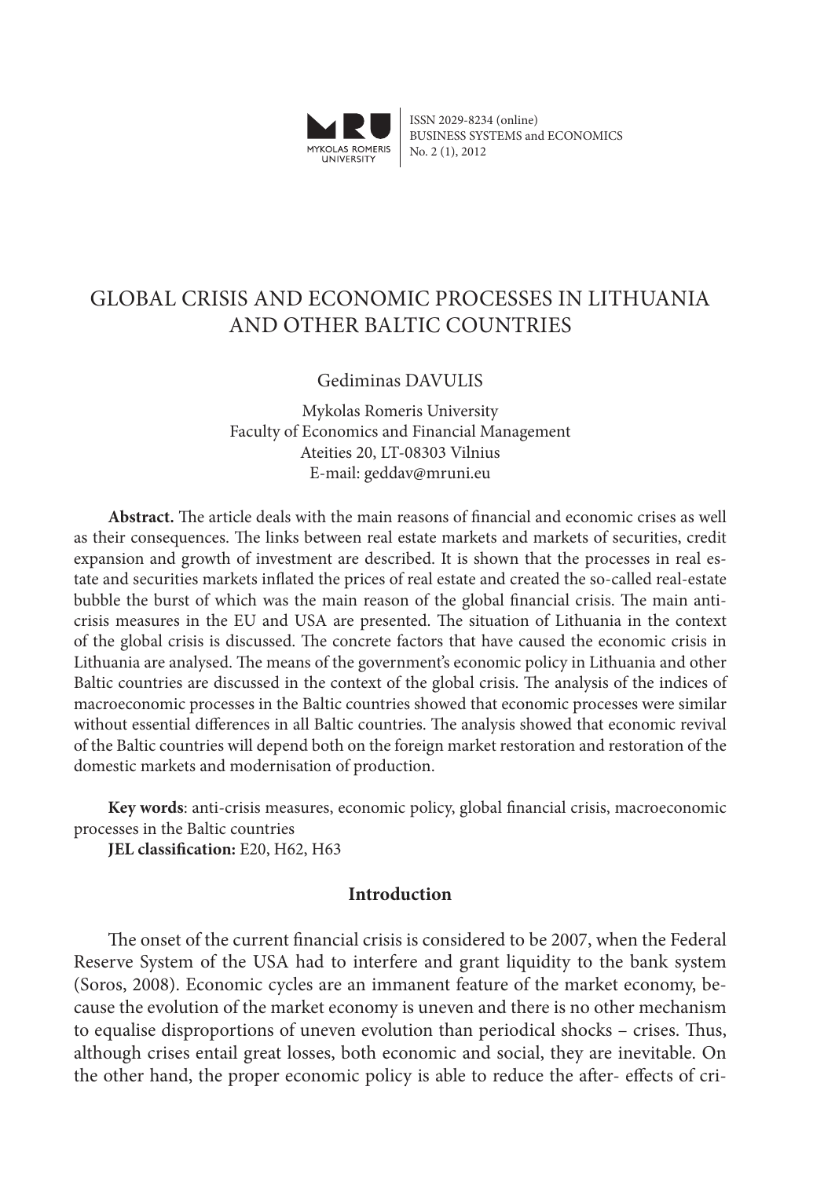ISSN 2029-8234 (online)
BUSINESS SYSTEMS and ECONOMICS
No. 2 (1), 2012

# GLOBAL CRISIS AND ECONOMIC PROCESSES IN LITHUANIA AND OTHER BALTIC COUNTRIES

Gediminas DAVULIS

Mykolas Romeris University
Faculty of Economics and Financial Management
Ateities 20, LT-08303 Vilnius
E-mail: geddav@mruni.eu

**Abstract.** The article deals with the main reasons of financial and economic crises as well as their consequences. The links between real estate markets and markets of securities, credit expansion and growth of investment are described. It is shown that the processes in real estate and securities markets inflated the prices of real estate and created the so-called real-estate bubble the burst of which was the main reason of the global financial crisis. The main anti-crisis measures in the EU and USA are presented. The situation of Lithuania in the context of the global crisis is discussed. The concrete factors that have caused the economic crisis in Lithuania are analysed. The means of the government's economic policy in Lithuania and other Baltic countries are discussed in the context of the global crisis. The analysis of the indices of macroeconomic processes in the Baltic countries showed that economic processes were similar without essential differences in all Baltic countries. The analysis showed that economic revival of the Baltic countries will depend both on the foreign market restoration and restoration of the domestic markets and modernisation of production.

**Key words**: anti-crisis measures, economic policy, global financial crisis, macroeconomic processes in the Baltic countries
**JEL classification:** E20, H62, H63

## Introduction

The onset of the current financial crisis is considered to be 2007, when the Federal Reserve System of the USA had to interfere and grant liquidity to the bank system (Soros, 2008). Economic cycles are an immanent feature of the market economy, because the evolution of the market economy is uneven and there is no other mechanism to equalise disproportions of uneven evolution than periodical shocks – crises. Thus, although crises entail great losses, both economic and social, they are inevitable. On the other hand, the proper economic policy is able to reduce the after- effects of cri-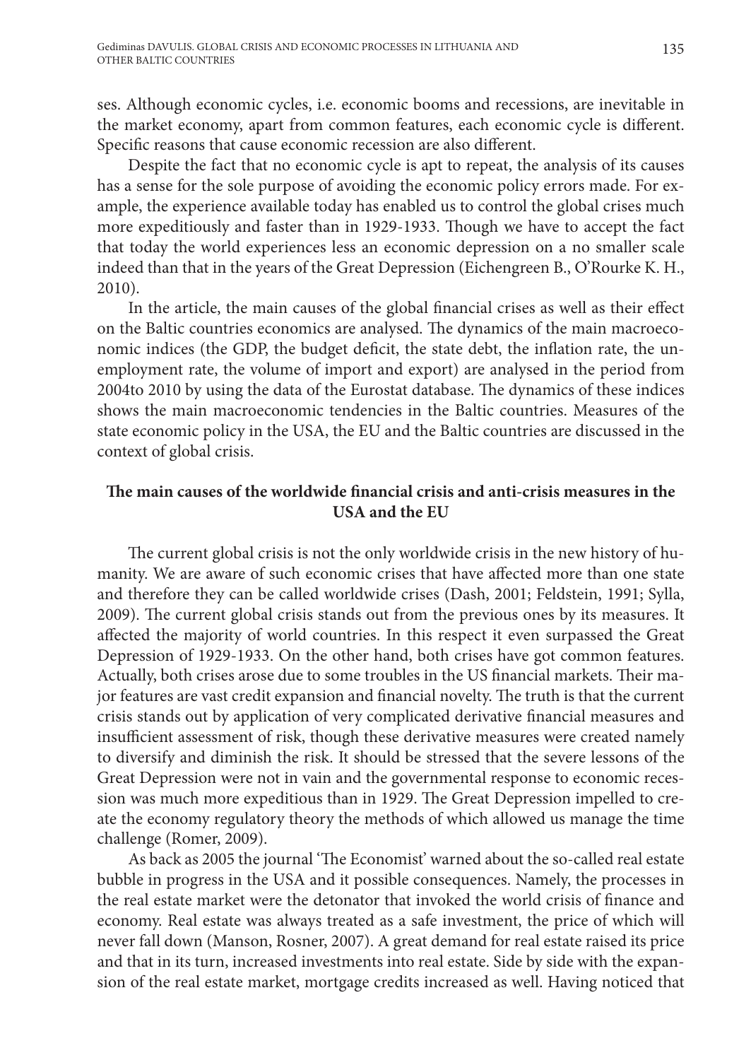ses. Although economic cycles, i.e. economic booms and recessions, are inevitable in the market economy, apart from common features, each economic cycle is different. Specific reasons that cause economic recession are also different.

Despite the fact that no economic cycle is apt to repeat, the analysis of its causes has a sense for the sole purpose of avoiding the economic policy errors made. For example, the experience available today has enabled us to control the global crises much more expeditiously and faster than in 1929-1933. Though we have to accept the fact that today the world experiences less an economic depression on a no smaller scale indeed than that in the years of the Great Depression (Eichengreen B., O'Rourke K. H., 2010).

In the article, the main causes of the global financial crises as well as their effect on the Baltic countries economics are analysed. The dynamics of the main macroeconomic indices (the GDP, the budget deficit, the state debt, the inflation rate, the unemployment rate, the volume of import and export) are analysed in the period from 2004to 2010 by using the data of the Eurostat database. The dynamics of these indices shows the main macroeconomic tendencies in the Baltic countries. Measures of the state economic policy in the USA, the EU and the Baltic countries are discussed in the context of global crisis.

## The main causes of the worldwide financial crisis and anti-crisis measures in the USA and the EU

The current global crisis is not the only worldwide crisis in the new history of humanity. We are aware of such economic crises that have affected more than one state and therefore they can be called worldwide crises (Dash, 2001; Feldstein, 1991; Sylla, 2009). The current global crisis stands out from the previous ones by its measures. It affected the majority of world countries. In this respect it even surpassed the Great Depression of 1929-1933. On the other hand, both crises have got common features. Actually, both crises arose due to some troubles in the US financial markets. Their major features are vast credit expansion and financial novelty. The truth is that the current crisis stands out by application of very complicated derivative financial measures and insufficient assessment of risk, though these derivative measures were created namely to diversify and diminish the risk. It should be stressed that the severe lessons of the Great Depression were not in vain and the governmental response to economic recession was much more expeditious than in 1929. The Great Depression impelled to create the economy regulatory theory the methods of which allowed us manage the time challenge (Romer, 2009).

As back as 2005 the journal 'The Economist' warned about the so-called real estate bubble in progress in the USA and it possible consequences. Namely, the processes in the real estate market were the detonator that invoked the world crisis of finance and economy. Real estate was always treated as a safe investment, the price of which will never fall down (Manson, Rosner, 2007). A great demand for real estate raised its price and that in its turn, increased investments into real estate. Side by side with the expansion of the real estate market, mortgage credits increased as well. Having noticed that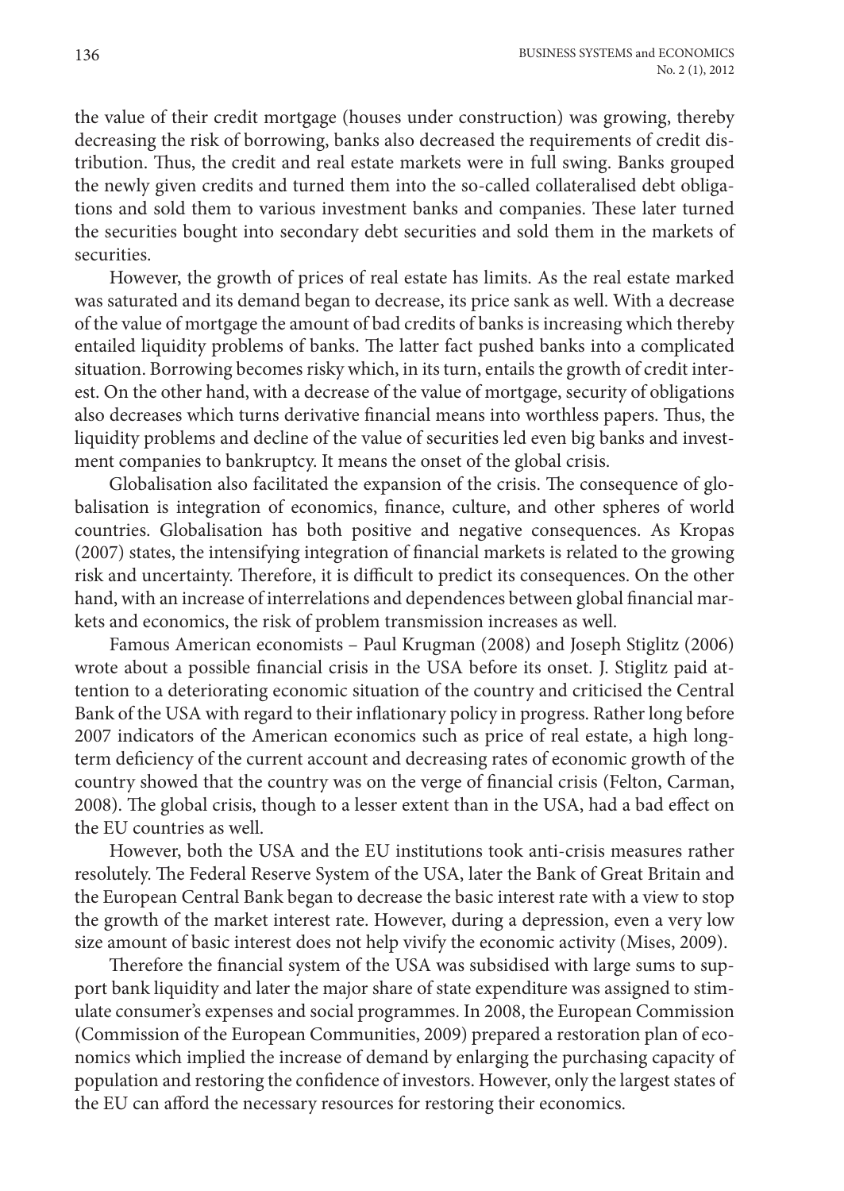the value of their credit mortgage (houses under construction) was growing, thereby decreasing the risk of borrowing, banks also decreased the requirements of credit distribution. Thus, the credit and real estate markets were in full swing. Banks grouped the newly given credits and turned them into the so-called collateralised debt obligations and sold them to various investment banks and companies. These later turned the securities bought into secondary debt securities and sold them in the markets of securities.

However, the growth of prices of real estate has limits. As the real estate marked was saturated and its demand began to decrease, its price sank as well. With a decrease of the value of mortgage the amount of bad credits of banks is increasing which thereby entailed liquidity problems of banks. The latter fact pushed banks into a complicated situation. Borrowing becomes risky which, in its turn, entails the growth of credit interest. On the other hand, with a decrease of the value of mortgage, security of obligations also decreases which turns derivative financial means into worthless papers. Thus, the liquidity problems and decline of the value of securities led even big banks and investment companies to bankruptcy. It means the onset of the global crisis.

Globalisation also facilitated the expansion of the crisis. The consequence of globalisation is integration of economics, finance, culture, and other spheres of world countries. Globalisation has both positive and negative consequences. As Kropas (2007) states, the intensifying integration of financial markets is related to the growing risk and uncertainty. Therefore, it is difficult to predict its consequences. On the other hand, with an increase of interrelations and dependences between global financial markets and economics, the risk of problem transmission increases as well.

Famous American economists – Paul Krugman (2008) and Joseph Stiglitz (2006) wrote about a possible financial crisis in the USA before its onset. J. Stiglitz paid attention to a deteriorating economic situation of the country and criticised the Central Bank of the USA with regard to their inflationary policy in progress. Rather long before 2007 indicators of the American economics such as price of real estate, a high long-term deficiency of the current account and decreasing rates of economic growth of the country showed that the country was on the verge of financial crisis (Felton, Carman, 2008). The global crisis, though to a lesser extent than in the USA, had a bad effect on the EU countries as well.

However, both the USA and the EU institutions took anti-crisis measures rather resolutely. The Federal Reserve System of the USA, later the Bank of Great Britain and the European Central Bank began to decrease the basic interest rate with a view to stop the growth of the market interest rate. However, during a depression, even a very low size amount of basic interest does not help vivify the economic activity (Mises, 2009).

Therefore the financial system of the USA was subsidised with large sums to support bank liquidity and later the major share of state expenditure was assigned to stimulate consumer's expenses and social programmes. In 2008, the European Commission (Commission of the European Communities, 2009) prepared a restoration plan of economics which implied the increase of demand by enlarging the purchasing capacity of population and restoring the confidence of investors. However, only the largest states of the EU can afford the necessary resources for restoring their economics.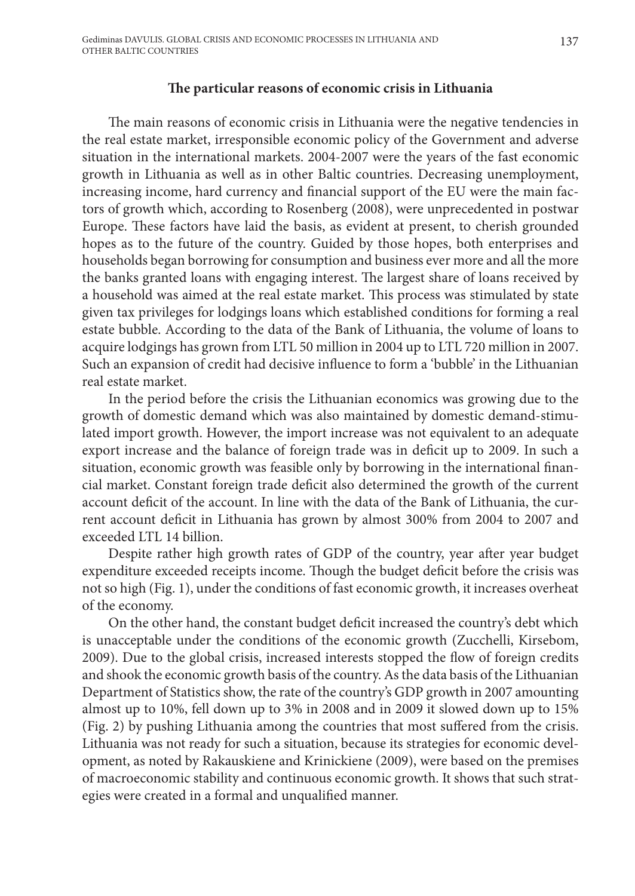### The particular reasons of economic crisis in Lithuania

The main reasons of economic crisis in Lithuania were the negative tendencies in the real estate market, irresponsible economic policy of the Government and adverse situation in the international markets. 2004-2007 were the years of the fast economic growth in Lithuania as well as in other Baltic countries. Decreasing unemployment, increasing income, hard currency and financial support of the EU were the main factors of growth which, according to Rosenberg (2008), were unprecedented in postwar Europe. These factors have laid the basis, as evident at present, to cherish grounded hopes as to the future of the country. Guided by those hopes, both enterprises and households began borrowing for consumption and business ever more and all the more the banks granted loans with engaging interest. The largest share of loans received by a household was aimed at the real estate market. This process was stimulated by state given tax privileges for lodgings loans which established conditions for forming a real estate bubble. According to the data of the Bank of Lithuania, the volume of loans to acquire lodgings has grown from LTL 50 million in 2004 up to LTL 720 million in 2007. Such an expansion of credit had decisive influence to form a 'bubble' in the Lithuanian real estate market.

In the period before the crisis the Lithuanian economics was growing due to the growth of domestic demand which was also maintained by domestic demand-stimulated import growth. However, the import increase was not equivalent to an adequate export increase and the balance of foreign trade was in deficit up to 2009. In such a situation, economic growth was feasible only by borrowing in the international financial market. Constant foreign trade deficit also determined the growth of the current account deficit of the account. In line with the data of the Bank of Lithuania, the current account deficit in Lithuania has grown by almost 300% from 2004 to 2007 and exceeded LTL 14 billion.

Despite rather high growth rates of GDP of the country, year after year budget expenditure exceeded receipts income. Though the budget deficit before the crisis was not so high (Fig. 1), under the conditions of fast economic growth, it increases overheat of the economy.

On the other hand, the constant budget deficit increased the country's debt which is unacceptable under the conditions of the economic growth (Zucchelli, Kirsebom, 2009). Due to the global crisis, increased interests stopped the flow of foreign credits and shook the economic growth basis of the country. As the data basis of the Lithuanian Department of Statistics show, the rate of the country's GDP growth in 2007 amounting almost up to 10%, fell down up to 3% in 2008 and in 2009 it slowed down up to 15% (Fig. 2) by pushing Lithuania among the countries that most suffered from the crisis. Lithuania was not ready for such a situation, because its strategies for economic development, as noted by Rakauskiene and Krinickiene (2009), were based on the premises of macroeconomic stability and continuous economic growth. It shows that such strategies were created in a formal and unqualified manner.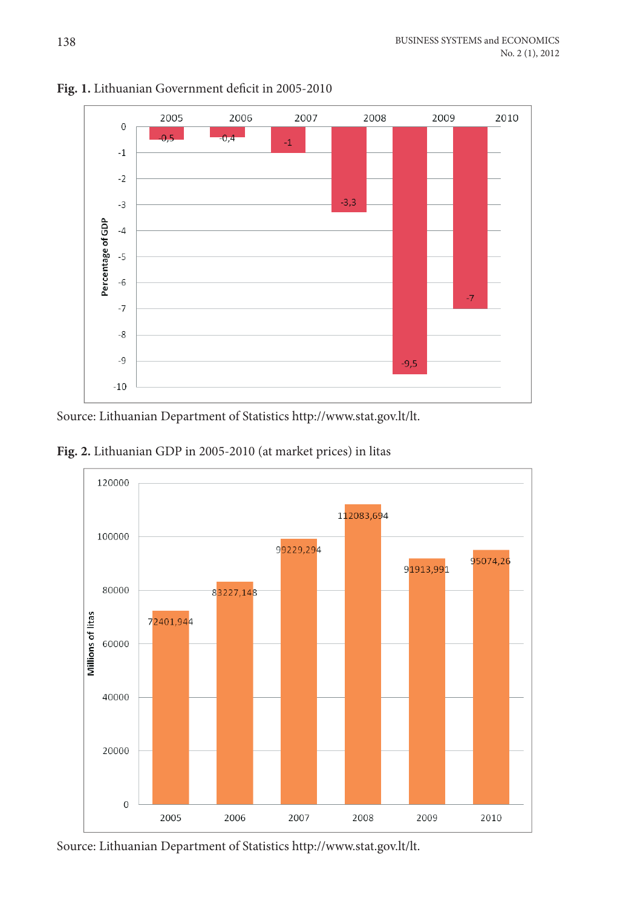**Fig. 1.** Lithuanian Government deficit in 2005-2010

| Year | Percentage of GDP |
|---|---|
| 2005 | -0,5 |
| 2006 | -0,4 |
| 2007 | -1 |
| 2008 | -3,3 |
| 2009 | -9,5 |
| 2010 | -7 |

Source: Lithuanian Department of Statistics http://www.stat.gov.lt/lt.

**Fig. 2.** Lithuanian GDP in 2005-2010 (at market prices) in litas

| Year | Millions of litas |
|---|---|
| 2005 | 72401,944 |
| 2006 | 83227,148 |
| 2007 | 99229,294 |
| 2008 | 112083,694 |
| 2009 | 91913,991 |
| 2010 | 95074,26 |

Source: Lithuanian Department of Statistics http://www.stat.gov.lt/lt.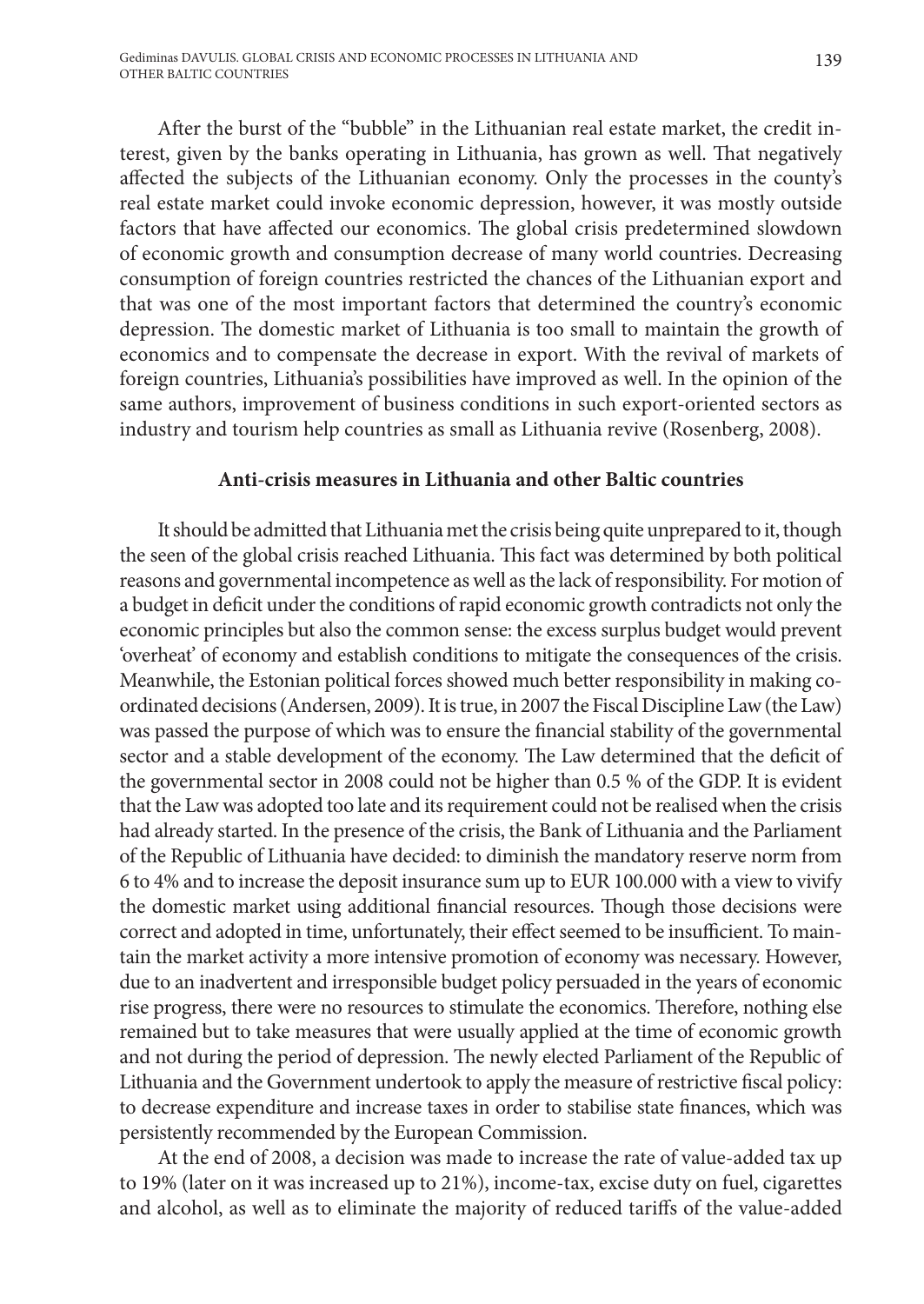After the burst of the "bubble" in the Lithuanian real estate market, the credit interest, given by the banks operating in Lithuania, has grown as well. That negatively affected the subjects of the Lithuanian economy. Only the processes in the county's real estate market could invoke economic depression, however, it was mostly outside factors that have affected our economics. The global crisis predetermined slowdown of economic growth and consumption decrease of many world countries. Decreasing consumption of foreign countries restricted the chances of the Lithuanian export and that was one of the most important factors that determined the country's economic depression. The domestic market of Lithuania is too small to maintain the growth of economics and to compensate the decrease in export. With the revival of markets of foreign countries, Lithuania's possibilities have improved as well. In the opinion of the same authors, improvement of business conditions in such export-oriented sectors as industry and tourism help countries as small as Lithuania revive (Rosenberg, 2008).

## Anti-crisis measures in Lithuania and other Baltic countries

It should be admitted that Lithuania met the crisis being quite unprepared to it, though the seen of the global crisis reached Lithuania. This fact was determined by both political reasons and governmental incompetence as well as the lack of responsibility. For motion of a budget in deficit under the conditions of rapid economic growth contradicts not only the economic principles but also the common sense: the excess surplus budget would prevent 'overheat' of economy and establish conditions to mitigate the consequences of the crisis. Meanwhile, the Estonian political forces showed much better responsibility in making coordinated decisions (Andersen, 2009). It is true, in 2007 the Fiscal Discipline Law (the Law) was passed the purpose of which was to ensure the financial stability of the governmental sector and a stable development of the economy. The Law determined that the deficit of the governmental sector in 2008 could not be higher than 0.5 % of the GDP. It is evident that the Law was adopted too late and its requirement could not be realised when the crisis had already started. In the presence of the crisis, the Bank of Lithuania and the Parliament of the Republic of Lithuania have decided: to diminish the mandatory reserve norm from 6 to 4% and to increase the deposit insurance sum up to EUR 100.000 with a view to vivify the domestic market using additional financial resources. Though those decisions were correct and adopted in time, unfortunately, their effect seemed to be insufficient. To maintain the market activity a more intensive promotion of economy was necessary. However, due to an inadvertent and irresponsible budget policy persuaded in the years of economic rise progress, there were no resources to stimulate the economics. Therefore, nothing else remained but to take measures that were usually applied at the time of economic growth and not during the period of depression. The newly elected Parliament of the Republic of Lithuania and the Government undertook to apply the measure of restrictive fiscal policy: to decrease expenditure and increase taxes in order to stabilise state finances, which was persistently recommended by the European Commission.

At the end of 2008, a decision was made to increase the rate of value-added tax up to 19% (later on it was increased up to 21%), income-tax, excise duty on fuel, cigarettes and alcohol, as well as to eliminate the majority of reduced tariffs of the value-added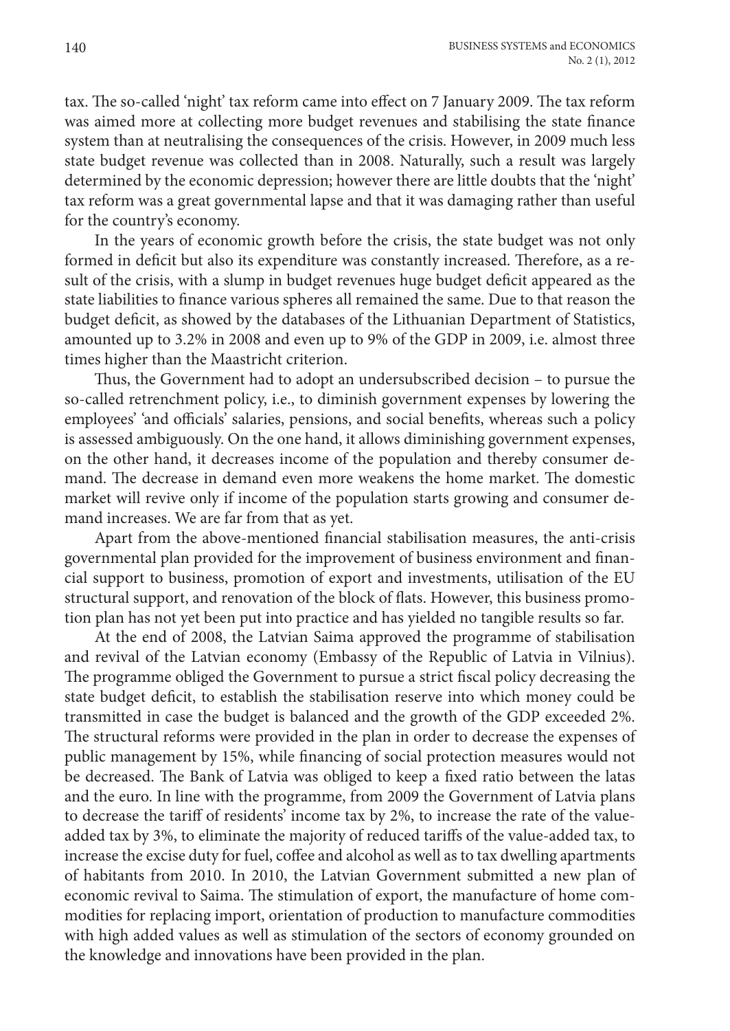tax. The so-called 'night' tax reform came into effect on 7 January 2009. The tax reform was aimed more at collecting more budget revenues and stabilising the state finance system than at neutralising the consequences of the crisis. However, in 2009 much less state budget revenue was collected than in 2008. Naturally, such a result was largely determined by the economic depression; however there are little doubts that the 'night' tax reform was a great governmental lapse and that it was damaging rather than useful for the country's economy.

In the years of economic growth before the crisis, the state budget was not only formed in deficit but also its expenditure was constantly increased. Therefore, as a result of the crisis, with a slump in budget revenues huge budget deficit appeared as the state liabilities to finance various spheres all remained the same. Due to that reason the budget deficit, as showed by the databases of the Lithuanian Department of Statistics, amounted up to 3.2% in 2008 and even up to 9% of the GDP in 2009, i.e. almost three times higher than the Maastricht criterion.

Thus, the Government had to adopt an undersubscribed decision – to pursue the so-called retrenchment policy, i.e., to diminish government expenses by lowering the employees' 'and officials' salaries, pensions, and social benefits, whereas such a policy is assessed ambiguously. On the one hand, it allows diminishing government expenses, on the other hand, it decreases income of the population and thereby consumer demand. The decrease in demand even more weakens the home market. The domestic market will revive only if income of the population starts growing and consumer demand increases. We are far from that as yet.

Apart from the above-mentioned financial stabilisation measures, the anti-crisis governmental plan provided for the improvement of business environment and financial support to business, promotion of export and investments, utilisation of the EU structural support, and renovation of the block of flats. However, this business promotion plan has not yet been put into practice and has yielded no tangible results so far.

At the end of 2008, the Latvian Saima approved the programme of stabilisation and revival of the Latvian economy (Embassy of the Republic of Latvia in Vilnius). The programme obliged the Government to pursue a strict fiscal policy decreasing the state budget deficit, to establish the stabilisation reserve into which money could be transmitted in case the budget is balanced and the growth of the GDP exceeded 2%. The structural reforms were provided in the plan in order to decrease the expenses of public management by 15%, while financing of social protection measures would not be decreased. The Bank of Latvia was obliged to keep a fixed ratio between the latas and the euro. In line with the programme, from 2009 the Government of Latvia plans to decrease the tariff of residents' income tax by 2%, to increase the rate of the value-added tax by 3%, to eliminate the majority of reduced tariffs of the value-added tax, to increase the excise duty for fuel, coffee and alcohol as well as to tax dwelling apartments of habitants from 2010. In 2010, the Latvian Government submitted a new plan of economic revival to Saima. The stimulation of export, the manufacture of home commodities for replacing import, orientation of production to manufacture commodities with high added values as well as stimulation of the sectors of economy grounded on the knowledge and innovations have been provided in the plan.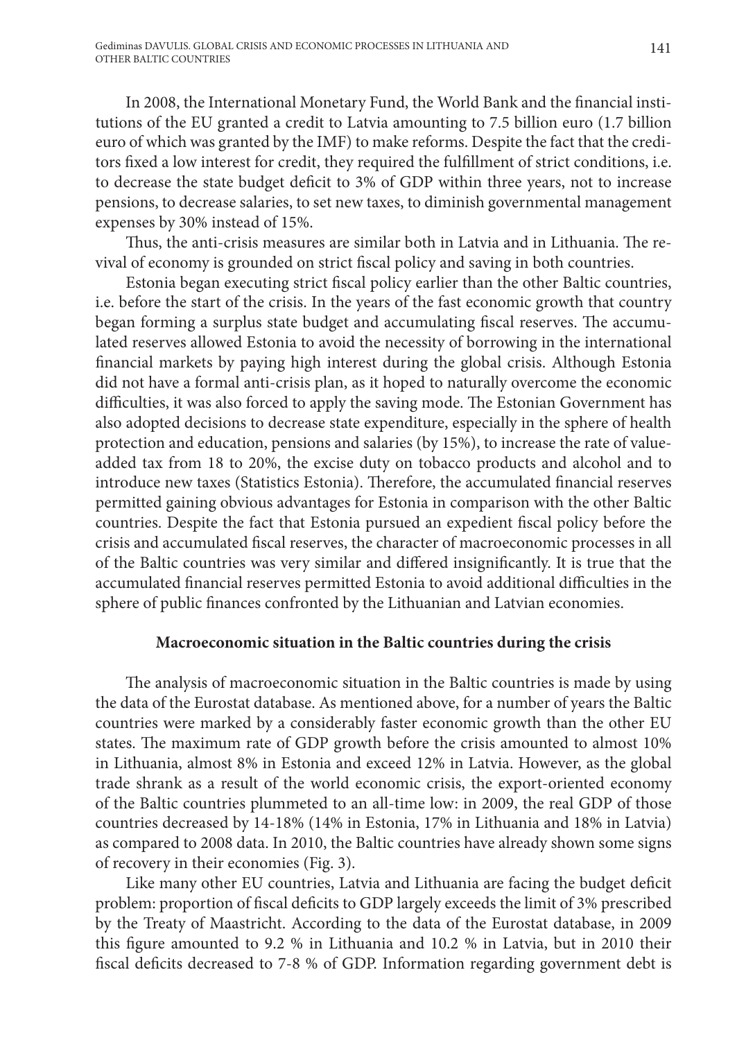In 2008, the International Monetary Fund, the World Bank and the financial institutions of the EU granted a credit to Latvia amounting to 7.5 billion euro (1.7 billion euro of which was granted by the IMF) to make reforms. Despite the fact that the creditors fixed a low interest for credit, they required the fulfillment of strict conditions, i.e. to decrease the state budget deficit to 3% of GDP within three years, not to increase pensions, to decrease salaries, to set new taxes, to diminish governmental management expenses by 30% instead of 15%.

Thus, the anti-crisis measures are similar both in Latvia and in Lithuania. The revival of economy is grounded on strict fiscal policy and saving in both countries.

Estonia began executing strict fiscal policy earlier than the other Baltic countries, i.e. before the start of the crisis. In the years of the fast economic growth that country began forming a surplus state budget and accumulating fiscal reserves. The accumulated reserves allowed Estonia to avoid the necessity of borrowing in the international financial markets by paying high interest during the global crisis. Although Estonia did not have a formal anti-crisis plan, as it hoped to naturally overcome the economic difficulties, it was also forced to apply the saving mode. The Estonian Government has also adopted decisions to decrease state expenditure, especially in the sphere of health protection and education, pensions and salaries (by 15%), to increase the rate of value-added tax from 18 to 20%, the excise duty on tobacco products and alcohol and to introduce new taxes (Statistics Estonia). Therefore, the accumulated financial reserves permitted gaining obvious advantages for Estonia in comparison with the other Baltic countries. Despite the fact that Estonia pursued an expedient fiscal policy before the crisis and accumulated fiscal reserves, the character of macroeconomic processes in all of the Baltic countries was very similar and differed insignificantly. It is true that the accumulated financial reserves permitted Estonia to avoid additional difficulties in the sphere of public finances confronted by the Lithuanian and Latvian economies.

### Macroeconomic situation in the Baltic countries during the crisis

The analysis of macroeconomic situation in the Baltic countries is made by using the data of the Eurostat database. As mentioned above, for a number of years the Baltic countries were marked by a considerably faster economic growth than the other EU states. The maximum rate of GDP growth before the crisis amounted to almost 10% in Lithuania, almost 8% in Estonia and exceed 12% in Latvia. However, as the global trade shrank as a result of the world economic crisis, the export-oriented economy of the Baltic countries plummeted to an all-time low: in 2009, the real GDP of those countries decreased by 14-18% (14% in Estonia, 17% in Lithuania and 18% in Latvia) as compared to 2008 data. In 2010, the Baltic countries have already shown some signs of recovery in their economies (Fig. 3).

Like many other EU countries, Latvia and Lithuania are facing the budget deficit problem: proportion of fiscal deficits to GDP largely exceeds the limit of 3% prescribed by the Treaty of Maastricht. According to the data of the Eurostat database, in 2009 this figure amounted to 9.2 % in Lithuania and 10.2 % in Latvia, but in 2010 their fiscal deficits decreased to 7-8 % of GDP. Information regarding government debt is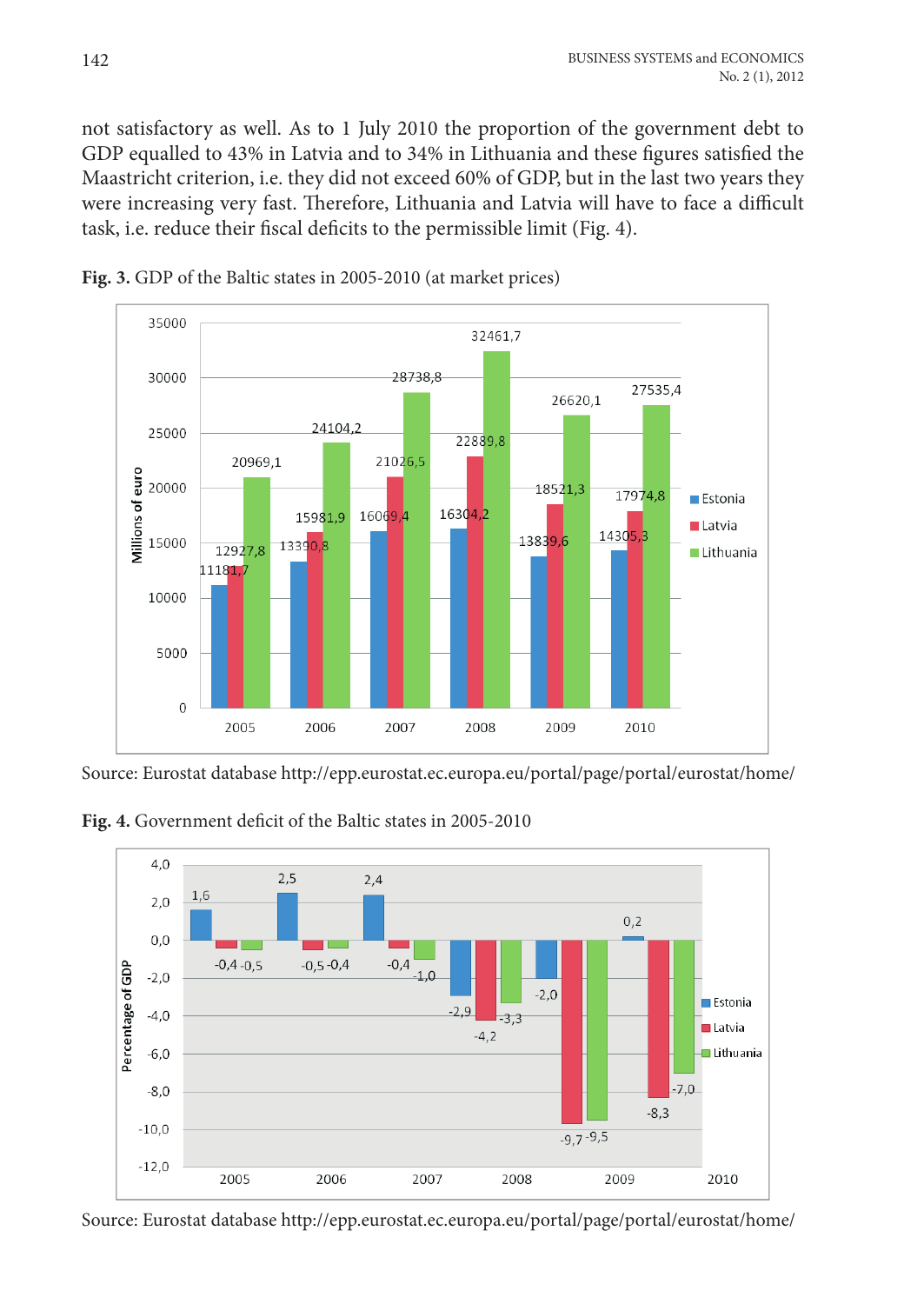not satisfactory as well. As to 1 July 2010 the proportion of the government debt to GDP equalled to 43% in Latvia and to 34% in Lithuania and these figures satisfied the Maastricht criterion, i.e. they did not exceed 60% of GDP, but in the last two years they were increasing very fast. Therefore, Lithuania and Latvia will have to face a difficult task, i.e. reduce their fiscal deficits to the permissible limit (Fig. 4).

**Fig. 3.** GDP of the Baltic states in 2005-2010 (at market prices)

| Year | Estonia | Latvia | Lithuania |
|---|---|---|---|
| 2005 | 11181,7 | 12927,8 | 20969,1 |
| 2006 | 13390,8 | 15981,9 | 24104,2 |
| 2007 | 16069,4 | 21026,5 | 28738,8 |
| 2008 | 16304,2 | 22889,8 | 32461,7 |
| 2009 | 13839,6 | 18521,3 | 26620,1 |
| 2010 | 14305,3 | 17974,8 | 27535,4 |

Millions of euro

Source: Eurostat database http://epp.eurostat.ec.europa.eu/portal/page/portal/eurostat/home/

**Fig. 4.** Government deficit of the Baltic states in 2005-2010

| Year | Estonia | Latvia | Lithuania |
|---|---|---|---|
| 2005 | 1,6 | -0,4 | -0,5 |
| 2006 | 2,5 | -0,5 | -0,4 |
| 2007 | 2,4 | -0,4 | -1,0 |
| 2008 | -2,9 | -4,2 | -3,3 |
| 2009 | -2,0 | -9,7 | -9,5 |
| 2010 | 0,2 | -8,3 | -7,0 |

Percentage of GDP

Source: Eurostat database http://epp.eurostat.ec.europa.eu/portal/page/portal/eurostat/home/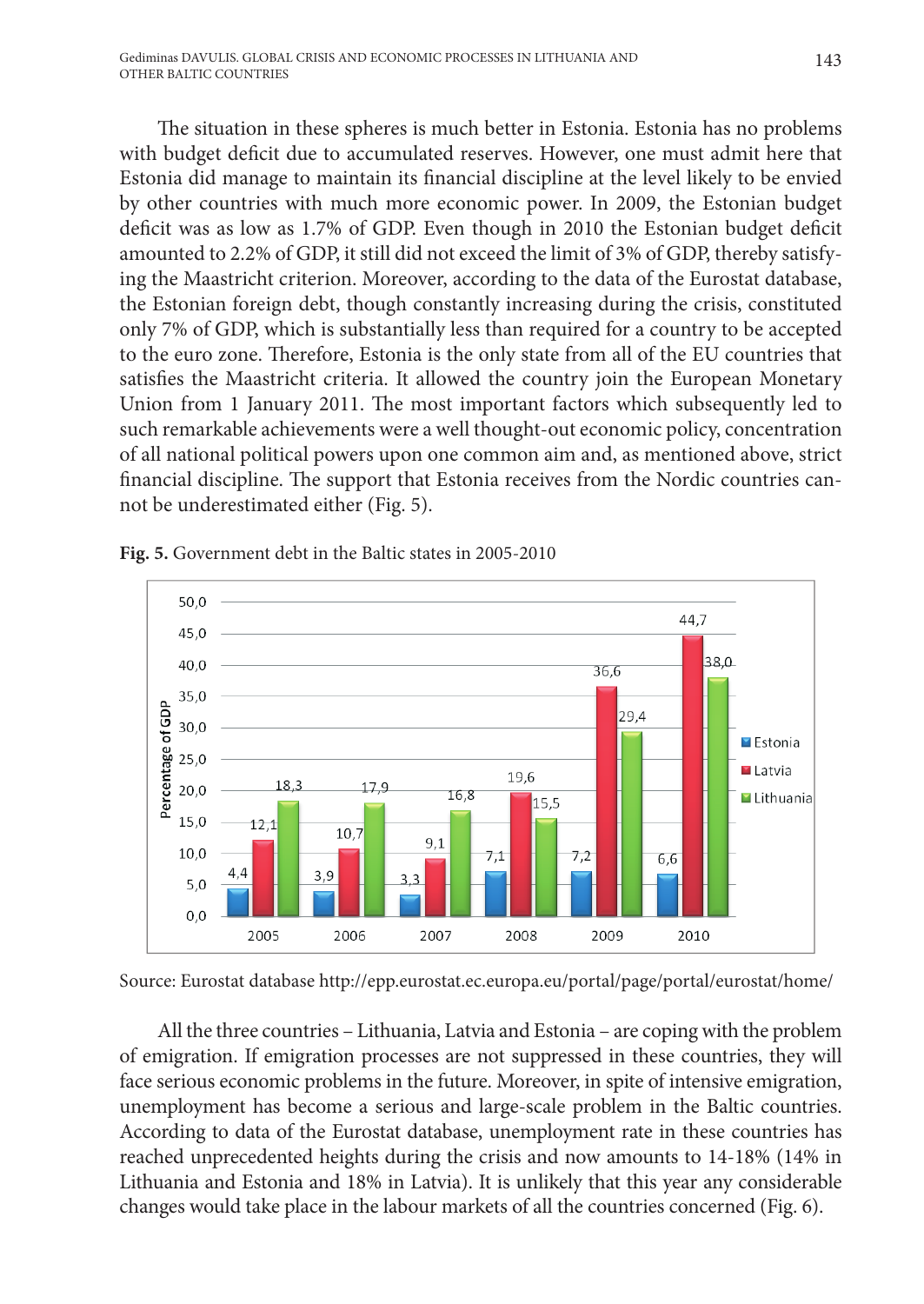The situation in these spheres is much better in Estonia. Estonia has no problems with budget deficit due to accumulated reserves. However, one must admit here that Estonia did manage to maintain its financial discipline at the level likely to be envied by other countries with much more economic power. In 2009, the Estonian budget deficit was as low as 1.7% of GDP. Even though in 2010 the Estonian budget deficit amounted to 2.2% of GDP, it still did not exceed the limit of 3% of GDP, thereby satisfying the Maastricht criterion. Moreover, according to the data of the Eurostat database, the Estonian foreign debt, though constantly increasing during the crisis, constituted only 7% of GDP, which is substantially less than required for a country to be accepted to the euro zone. Therefore, Estonia is the only state from all of the EU countries that satisfies the Maastricht criteria. It allowed the country join the European Monetary Union from 1 January 2011. The most important factors which subsequently led to such remarkable achievements were a well thought-out economic policy, concentration of all national political powers upon one common aim and, as mentioned above, strict financial discipline. The support that Estonia receives from the Nordic countries cannot be underestimated either (Fig. 5).

**Fig. 5.** Government debt in the Baltic states in 2005-2010

| Percentage of GDP | 2005 | 2006 | 2007 | 2008 | 2009 | 2010 |
|---|---|---|---|---|---|---|
| Estonia | 4,4 | 3,9 | 3,3 | 7,1 | 7,2 | 6,6 |
| Latvia | 12,1 | 10,7 | 9,1 | 19,6 | 36,6 | 44,7 |
| Lithuania | 18,3 | 17,9 | 16,8 | 15,5 | 29,4 | 38,0 |

Source: Eurostat database http://epp.eurostat.ec.europa.eu/portal/page/portal/eurostat/home/

All the three countries – Lithuania, Latvia and Estonia – are coping with the problem of emigration. If emigration processes are not suppressed in these countries, they will face serious economic problems in the future. Moreover, in spite of intensive emigration, unemployment has become a serious and large-scale problem in the Baltic countries. According to data of the Eurostat database, unemployment rate in these countries has reached unprecedented heights during the crisis and now amounts to 14-18% (14% in Lithuania and Estonia and 18% in Latvia). It is unlikely that this year any considerable changes would take place in the labour markets of all the countries concerned (Fig. 6).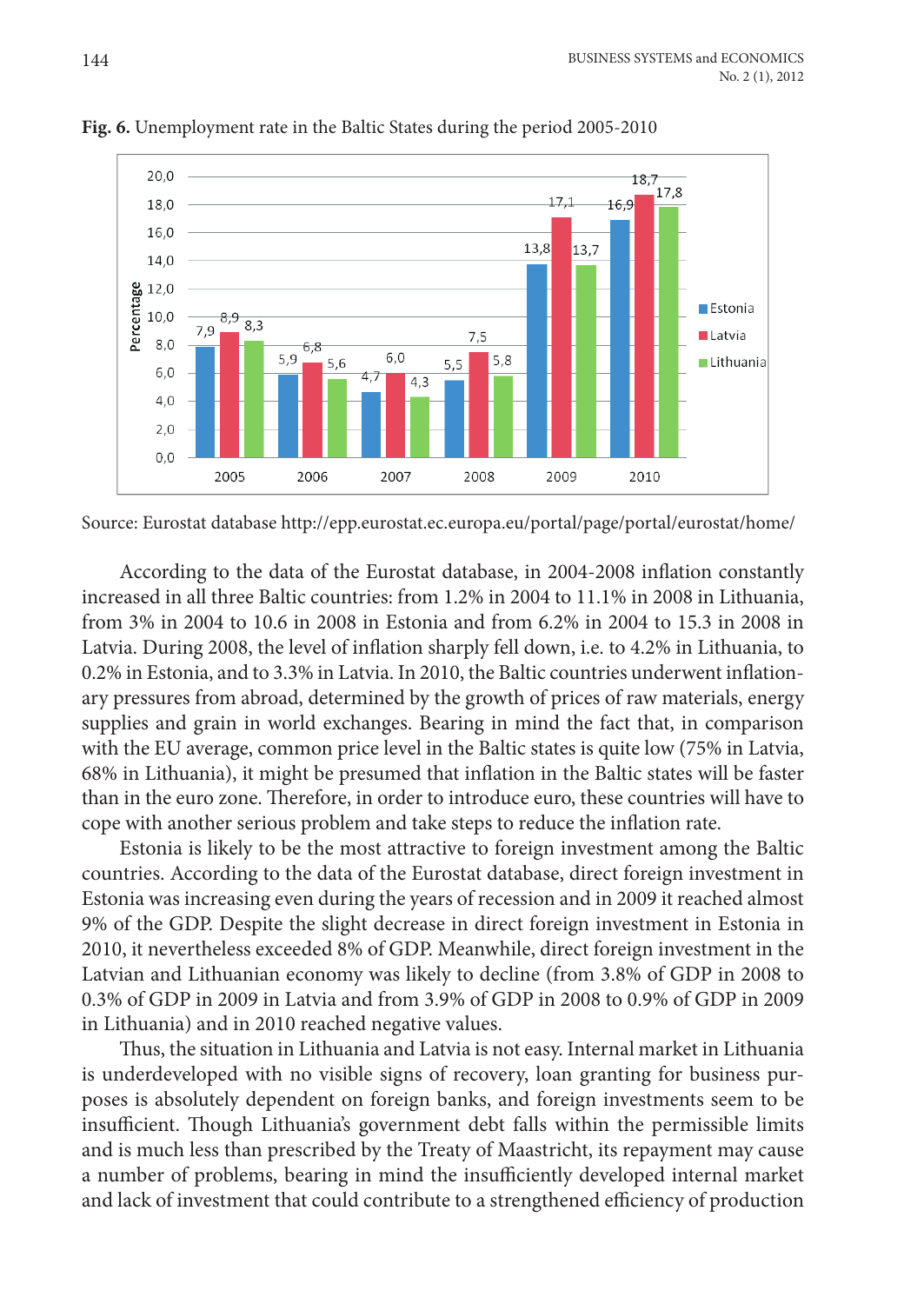**Fig. 6.** Unemployment rate in the Baltic States during the period 2005-2010

Source: Eurostat database http://epp.eurostat.ec.europa.eu/portal/page/portal/eurostat/home/

According to the data of the Eurostat database, in 2004-2008 inflation constantly increased in all three Baltic countries: from 1.2% in 2004 to 11.1% in 2008 in Lithuania, from 3% in 2004 to 10.6 in 2008 in Estonia and from 6.2% in 2004 to 15.3 in 2008 in Latvia. During 2008, the level of inflation sharply fell down, i.e. to 4.2% in Lithuania, to 0.2% in Estonia, and to 3.3% in Latvia. In 2010, the Baltic countries underwent inflationary pressures from abroad, determined by the growth of prices of raw materials, energy supplies and grain in world exchanges. Bearing in mind the fact that, in comparison with the EU average, common price level in the Baltic states is quite low (75% in Latvia, 68% in Lithuania), it might be presumed that inflation in the Baltic states will be faster than in the euro zone. Therefore, in order to introduce euro, these countries will have to cope with another serious problem and take steps to reduce the inflation rate.

Estonia is likely to be the most attractive to foreign investment among the Baltic countries. According to the data of the Eurostat database, direct foreign investment in Estonia was increasing even during the years of recession and in 2009 it reached almost 9% of the GDP. Despite the slight decrease in direct foreign investment in Estonia in 2010, it nevertheless exceeded 8% of GDP. Meanwhile, direct foreign investment in the Latvian and Lithuanian economy was likely to decline (from 3.8% of GDP in 2008 to 0.3% of GDP in 2009 in Latvia and from 3.9% of GDP in 2008 to 0.9% of GDP in 2009 in Lithuania) and in 2010 reached negative values.

Thus, the situation in Lithuania and Latvia is not easy. Internal market in Lithuania is underdeveloped with no visible signs of recovery, loan granting for business purposes is absolutely dependent on foreign banks, and foreign investments seem to be insufficient. Though Lithuania's government debt falls within the permissible limits and is much less than prescribed by the Treaty of Maastricht, its repayment may cause a number of problems, bearing in mind the insufficiently developed internal market and lack of investment that could contribute to a strengthened efficiency of production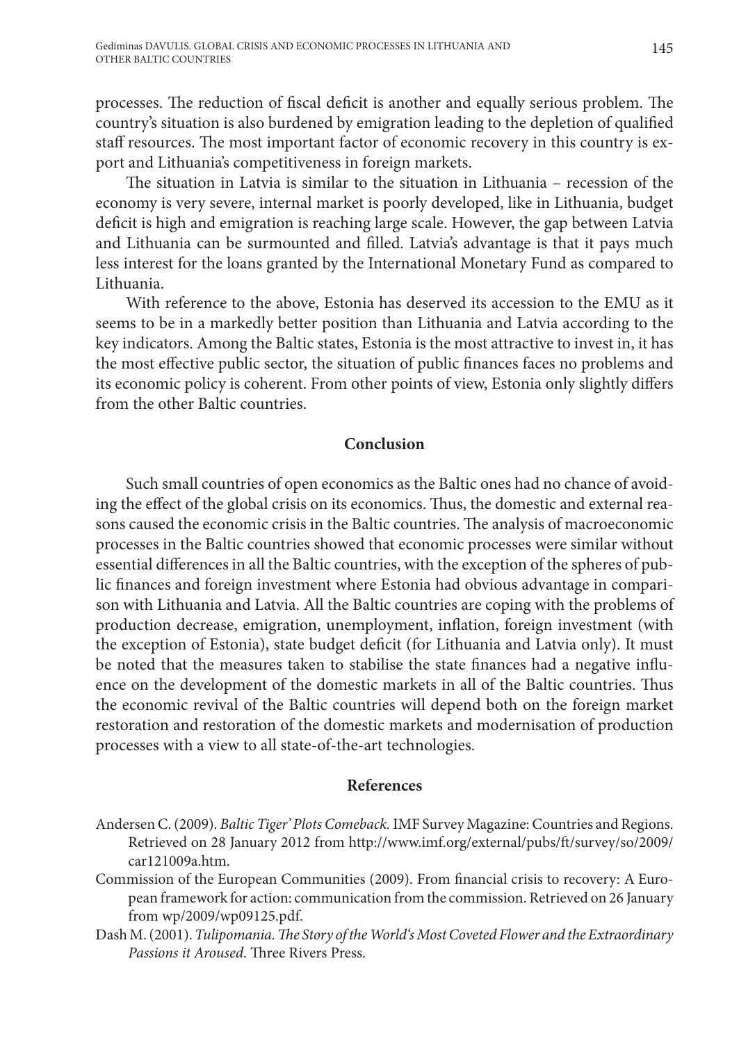processes. The reduction of fiscal deficit is another and equally serious problem. The country's situation is also burdened by emigration leading to the depletion of qualified staff resources. The most important factor of economic recovery in this country is export and Lithuania's competitiveness in foreign markets.

The situation in Latvia is similar to the situation in Lithuania – recession of the economy is very severe, internal market is poorly developed, like in Lithuania, budget deficit is high and emigration is reaching large scale. However, the gap between Latvia and Lithuania can be surmounted and filled. Latvia's advantage is that it pays much less interest for the loans granted by the International Monetary Fund as compared to Lithuania.

With reference to the above, Estonia has deserved its accession to the EMU as it seems to be in a markedly better position than Lithuania and Latvia according to the key indicators. Among the Baltic states, Estonia is the most attractive to invest in, it has the most effective public sector, the situation of public finances faces no problems and its economic policy is coherent. From other points of view, Estonia only slightly differs from the other Baltic countries.

## Conclusion

Such small countries of open economics as the Baltic ones had no chance of avoiding the effect of the global crisis on its economics. Thus, the domestic and external reasons caused the economic crisis in the Baltic countries. The analysis of macroeconomic processes in the Baltic countries showed that economic processes were similar without essential differences in all the Baltic countries, with the exception of the spheres of public finances and foreign investment where Estonia had obvious advantage in comparison with Lithuania and Latvia. All the Baltic countries are coping with the problems of production decrease, emigration, unemployment, inflation, foreign investment (with the exception of Estonia), state budget deficit (for Lithuania and Latvia only). It must be noted that the measures taken to stabilise the state finances had a negative influence on the development of the domestic markets in all of the Baltic countries. Thus the economic revival of the Baltic countries will depend both on the foreign market restoration and restoration of the domestic markets and modernisation of production processes with a view to all state-of-the-art technologies.

## References

Andersen C. (2009). *Baltic Tiger' Plots Comeback*. IMF Survey Magazine: Countries and Regions. Retrieved on 28 January 2012 from http://www.imf.org/external/pubs/ft/survey/so/2009/car121009a.htm.

Commission of the European Communities (2009). From financial crisis to recovery: A European framework for action: communication from the commission. Retrieved on 26 January from wp/2009/wp09125.pdf.

Dash M. (2001). *Tulipomania. The Story of the World's Most Coveted Flower and the Extraordinary Passions it Aroused*. Three Rivers Press.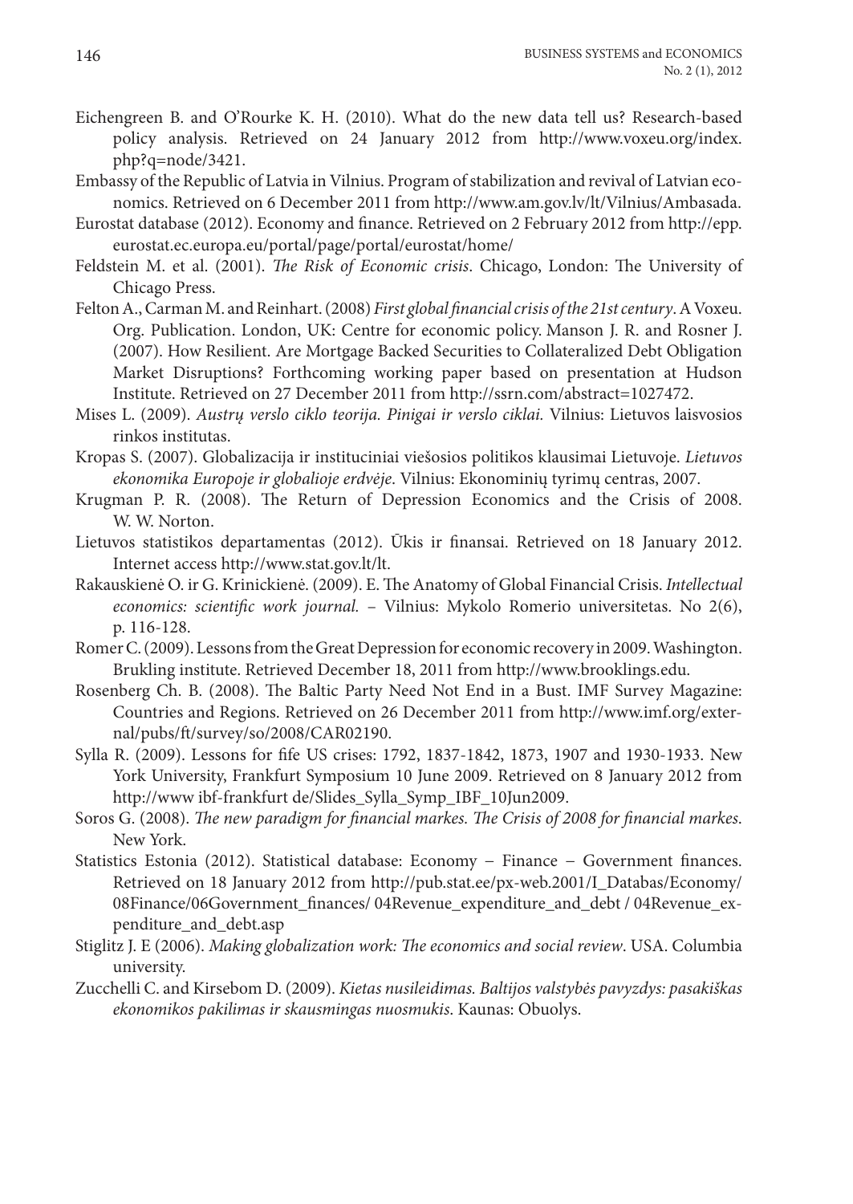Eichengreen B. and O'Rourke K. H. (2010). What do the new data tell us? Research-based policy analysis. Retrieved on 24 January 2012 from http://www.voxeu.org/index.php?q=node/3421.

Embassy of the Republic of Latvia in Vilnius. Program of stabilization and revival of Latvian economics. Retrieved on 6 December 2011 from http://www.am.gov.lv/lt/Vilnius/Ambasada.

Eurostat database (2012). Economy and finance. Retrieved on 2 February 2012 from http://epp.eurostat.ec.europa.eu/portal/page/portal/eurostat/home/

Feldstein M. et al. (2001). *The Risk of Economic crisis*. Chicago, London: The University of Chicago Press.

Felton A., Carman M. and Reinhart. (2008) *First global financial crisis of the 21st century*. A Voxeu. Org. Publication. London, UK: Centre for economic policy. Manson J. R. and Rosner J. (2007). How Resilient. Are Mortgage Backed Securities to Collateralized Debt Obligation Market Disruptions? Forthcoming working paper based on presentation at Hudson Institute. Retrieved on 27 December 2011 from http://ssrn.com/abstract=1027472.

Mises L. (2009). *Austrų verslo ciklo teorija. Pinigai ir verslo ciklai.* Vilnius: Lietuvos laisvosios rinkos institutas.

Kropas S. (2007). Globalizacija ir instituciniai viešosios politikos klausimai Lietuvoje. *Lietuvos ekonomika Europoje ir globalioje erdvėje*. Vilnius: Ekonominių tyrimų centras, 2007.

Krugman P. R. (2008). The Return of Depression Economics and the Crisis of 2008. W. W. Norton.

Lietuvos statistikos departamentas (2012). Ūkis ir finansai. Retrieved on 18 January 2012. Internet access http://www.stat.gov.lt/lt.

Rakauskienė O. ir G. Krinickienė. (2009). E. The Anatomy of Global Financial Crisis. *Intellectual economics: scientific work journal.* – Vilnius: Mykolo Romerio universitetas. No 2(6), p. 116-128.

Romer C. (2009). Lessons from the Great Depression for economic recovery in 2009. Washington. Brukling institute. Retrieved December 18, 2011 from http://www.brooklings.edu.

Rosenberg Ch. B. (2008). The Baltic Party Need Not End in a Bust. IMF Survey Magazine: Countries and Regions. Retrieved on 26 December 2011 from http://www.imf.org/external/pubs/ft/survey/so/2008/CAR02190.

Sylla R. (2009). Lessons for fife US crises: 1792, 1837-1842, 1873, 1907 and 1930-1933. New York University, Frankfurt Symposium 10 June 2009. Retrieved on 8 January 2012 from http://www ibf-frankfurt de/Slides_Sylla_Symp_IBF_10Jun2009.

Soros G. (2008). *The new paradigm for financial markes. The Crisis of 2008 for financial markes*. New York.

Statistics Estonia (2012). Statistical database: Economy – Finance – Government finances. Retrieved on 18 January 2012 from http://pub.stat.ee/px-web.2001/I_Databas/Economy/08Finance/06Government_finances/ 04Revenue_expenditure_and_debt / 04Revenue_expenditure_and_debt.asp

Stiglitz J. E (2006). *Making globalization work: The economics and social review*. USA. Columbia university.

Zucchelli C. and Kirsebom D. (2009). *Kietas nusileidimas. Baltijos valstybės pavyzdys: pasakiškas ekonomikos pakilimas ir skausmingas nuosmukis*. Kaunas: Obuolys.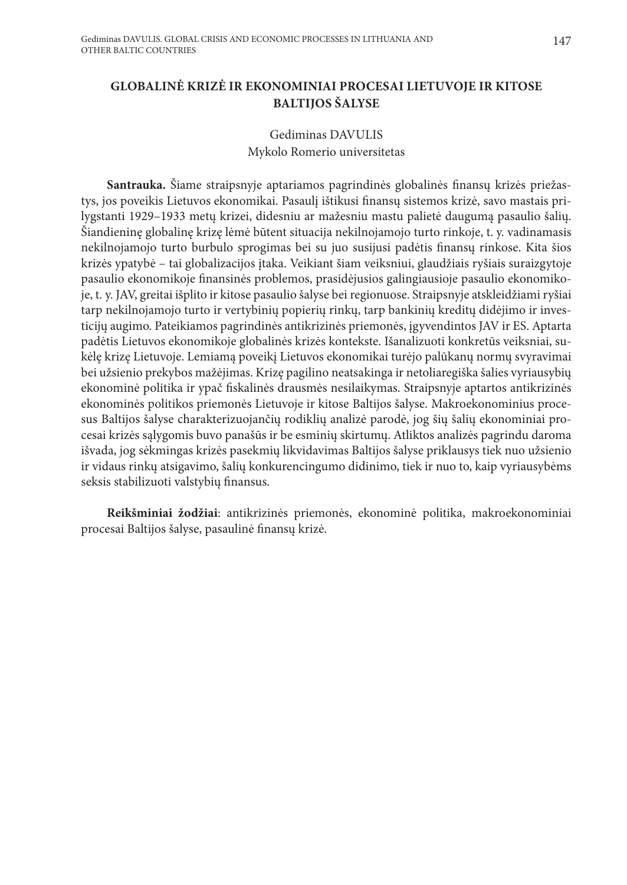## GLOBALINĖ KRIZĖ IR EKONOMINIAI PROCESAI LIETUVOJE IR KITOSE BALTIJOS ŠALYSE

Gediminas DAVULIS
Mykolo Romerio universitetas

**Santrauka.** Šiame straipsnyje aptariamos pagrindinės globalinės finansų krizės priežastys, jos poveikis Lietuvos ekonomikai. Pasaulį ištikusi finansų sistemos krizė, savo mastais prilygstanti 1929–1933 metų krizei, didesniu ar mažesniu mastu palietė daugumą pasaulio šalių. Šiandieninę globalinę krizę lėmė būtent situacija nekilnojamojo turto rinkoje, t. y. vadinamasis nekilnojamojo turto burbulo sprogimas bei su juo susijusi padėtis finansų rinkose. Kita šios krizės ypatybė – tai globalizacijos įtaka. Veikiant šiam veiksniui, glaudžiais ryšiais suraizgytoje pasaulio ekonomikoje finansinės problemos, prasidėjusios galingiausioje pasaulio ekonomikoje, t. y. JAV, greitai išplito ir kitose pasaulio šalyse bei regionuose. Straipsnyje atskleidžiami ryšiai tarp nekilnojamojo turto ir vertybinių popierių rinkų, tarp bankinių kreditų didėjimo ir investicijų augimo. Pateikiamos pagrindinės antikrizinės priemonės, įgyvendintos JAV ir ES. Aptarta padėtis Lietuvos ekonomikoje globalinės krizės kontekste. Išanalizuoti konkretūs veiksniai, sukėlę krizę Lietuvoje. Lemiamą poveikį Lietuvos ekonomikai turėjo palūkanų normų svyravimai bei užsienio prekybos mažėjimas. Krizę pagilino neatsakinga ir netoliaregiška šalies vyriausybių ekonominė politika ir ypač fiskalinės drausmės nesilaikymas. Straipsnyje aptartos antikrizinės ekonominės politikos priemonės Lietuvoje ir kitose Baltijos šalyse. Makroekonominius procesus Baltijos šalyse charakterizuojančių rodiklių analizė parodė, jog šių šalių ekonominiai procesai krizės sąlygomis buvo panašūs ir be esminių skirtumų. Atliktos analizės pagrindu daroma išvada, jog sėkmingas krizės pasekmių likvidavimas Baltijos šalyse priklausys tiek nuo užsienio ir vidaus rinkų atsigavimo, šalių konkurencingumo didinimo, tiek ir nuo to, kaip vyriausybėms seksis stabilizuoti valstybių finansus.

**Reikšminiai žodžiai**: antikrizinės priemonės, ekonominė politika, makroekonominiai procesai Baltijos šalyse, pasaulinė finansų krizė.